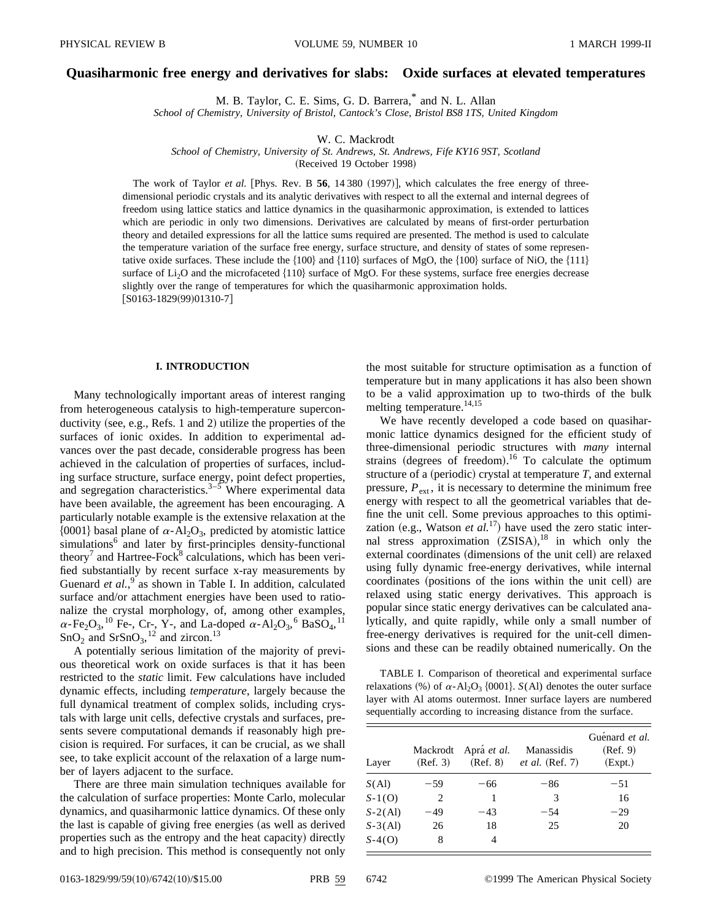# Quasiharmonic free energy and derivatives for slabs: Oxide surfaces at elevated temperatures

M. B. Taylor, C. E. Sims, G. D. Barrera,* and N. L. Allan

*School of Chemistry, University of Bristol, Cantock's Close, Bristol BS8 1TS, United Kingdom*

W. C. Mackrodt

*School of Chemistry, University of St. Andrews, St. Andrews, Fife KY16 9ST, Scotland*

(Received 19 October 1998)

The work of Taylor *et al.* [Phys. Rev. B **56**, 14 380 (1997)], which calculates the free energy of three-dimensional periodic crystals and its analytic derivatives with respect to all the external and internal degrees of freedom using lattice statics and lattice dynamics in the quasiharmonic approximation, is extended to lattices which are periodic in only two dimensions. Derivatives are calculated by means of first-order perturbation theory and detailed expressions for all the lattice sums required are presented. The method is used to calculate the temperature variation of the surface free energy, surface structure, and density of states of some representative oxide surfaces. These include the {100} and {110} surfaces of MgO, the {100} surface of NiO, the {111} surface of $Li_2O$ and the microfaceted {110} surface of MgO. For these systems, surface free energies decrease slightly over the range of temperatures for which the quasiharmonic approximation holds.
[S0163-1829(99)01310-7]

## I. INTRODUCTION

Many technologically important areas of interest ranging from heterogeneous catalysis to high-temperature superconductivity (see, e.g., Refs. 1 and 2) utilize the properties of the surfaces of ionic oxides. In addition to experimental advances over the past decade, considerable progress has been achieved in the calculation of properties of surfaces, including surface structure, surface energy, point defect properties, and segregation characteristics.[3–5] Where experimental data have been available, the agreement has been encouraging. A particularly notable example is the extensive relaxation at the {0001} basal plane of $\alpha$-$Al_2O_3$, predicted by atomistic lattice simulations[6] and later by first-principles density-functional theory[7] and Hartree-Fock[8] calculations, which has been verified substantially by recent surface x-ray measurements by Guenard *et al.*,[9] as shown in Table I. In addition, calculated surface and/or attachment energies have been used to rationalize the crystal morphology, of, among other examples, $\alpha$-$Fe_2O_3$,[10] Fe-, Cr-, Y-, and La-doped $\alpha$-$Al_2O_3$,[6] $BaSO_4$,[11] $SnO_2$ and $SrSnO_3$,[12] and zircon.[13]

A potentially serious limitation of the majority of previous theoretical work on oxide surfaces is that it has been restricted to the *static* limit. Few calculations have included dynamic effects, including *temperature*, largely because the full dynamical treatment of complex solids, including crystals with large unit cells, defective crystals and surfaces, presents severe computational demands if reasonably high precision is required. For surfaces, it can be crucial, as we shall see, to take explicit account of the relaxation of a large number of layers adjacent to the surface.

There are three main simulation techniques available for the calculation of surface properties: Monte Carlo, molecular dynamics, and quasiharmonic lattice dynamics. Of these only the last is capable of giving free energies (as well as derived properties such as the entropy and the heat capacity) directly and to high precision. This method is consequently not only the most suitable for structure optimisation as a function of temperature but in many applications it has also been shown to be a valid approximation up to two-thirds of the bulk melting temperature.[14,15]

We have recently developed a code based on quasiharmonic lattice dynamics designed for the efficient study of three-dimensional periodic structures with *many* internal strains (degrees of freedom).[16] To calculate the optimum structure of a (periodic) crystal at temperature $T$, and external pressure, $P_{\text{ext}}$, it is necessary to determine the minimum free energy with respect to all the geometrical variables that define the unit cell. Some previous approaches to this optimization (e.g., Watson *et al.*[17]) have used the zero static internal stress approximation (ZSISA),[18] in which only the external coordinates (dimensions of the unit cell) are relaxed using fully dynamic free-energy derivatives, while internal coordinates (positions of the ions within the unit cell) are relaxed using static energy derivatives. This approach is popular since static energy derivatives can be calculated analytically, and quite rapidly, while only a small number of free-energy derivatives is required for the unit-cell dimensions and these can be readily obtained numerically. On the

TABLE I. Comparison of theoretical and experimental surface relaxations (%) of $\alpha$-$Al_2O_3$ {0001}. $S$(Al) denotes the outer surface layer with Al atoms outermost. Inner surface layers are numbered sequentially according to increasing distance from the surface.

| Layer | Mackrodt (Ref. 3) | Aprá *et al.* (Ref. 8) | Manassidis *et al.* (Ref. 7) | Guénard *et al.* (Ref. 9) (Expt.) |
|---|---|---|---|---|
| $S$(Al) | −59 | −66 | −86 | −51 |
| $S$-1(O) | 2 | 1 | 3 | 16 |
| $S$-2(Al) | −49 | −43 | −54 | −29 |
| $S$-3(Al) | 26 | 18 | 25 | 20 |
| $S$-4(O) | 8 | 4 | | |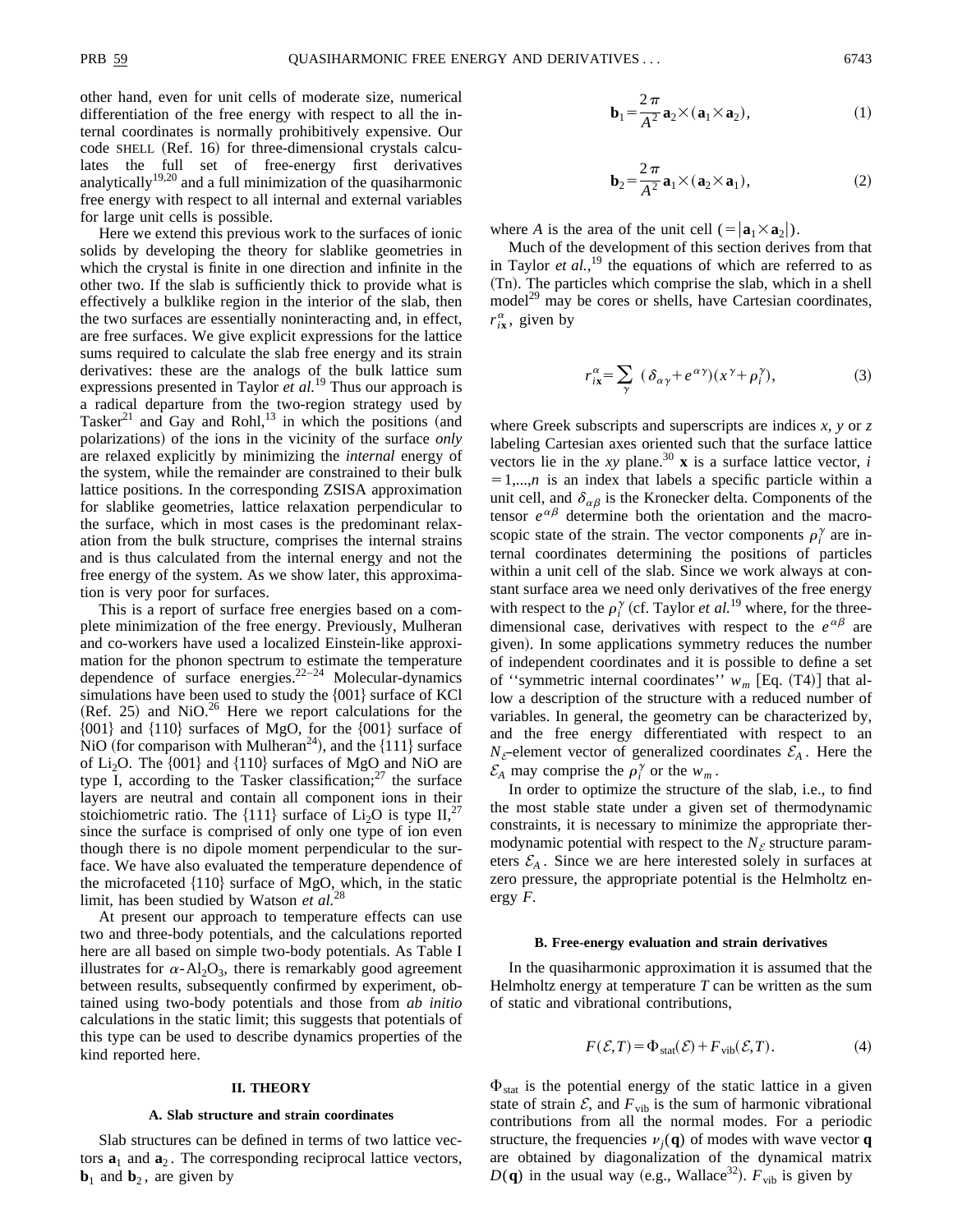other hand, even for unit cells of moderate size, numerical differentiation of the free energy with respect to all the internal coordinates is normally prohibitively expensive. Our code SHELL (Ref. 16) for three-dimensional crystals calculates the full set of free-energy first derivatives analytically[19,20] and a full minimization of the quasiharmonic free energy with respect to all internal and external variables for large unit cells is possible.

Here we extend this previous work to the surfaces of ionic solids by developing the theory for slablike geometries in which the crystal is finite in one direction and infinite in the other two. If the slab is sufficiently thick to provide what is effectively a bulklike region in the interior of the slab, then the two surfaces are essentially noninteracting and, in effect, are free surfaces. We give explicit expressions for the lattice sums required to calculate the slab free energy and its strain derivatives: these are the analogs of the bulk lattice sum expressions presented in Taylor *et al.*[19] Thus our approach is a radical departure from the two-region strategy used by Tasker[21] and Gay and Rohl,[13] in which the positions (and polarizations) of the ions in the vicinity of the surface *only* are relaxed explicitly by minimizing the *internal* energy of the system, while the remainder are constrained to their bulk lattice positions. In the corresponding ZSISA approximation for slablike geometries, lattice relaxation perpendicular to the surface, which in most cases is the predominant relaxation from the bulk structure, comprises the internal strains and is thus calculated from the internal energy and not the free energy of the system. As we show later, this approximation is very poor for surfaces.

This is a report of surface free energies based on a complete minimization of the free energy. Previously, Mulheran and co-workers have used a localized Einstein-like approximation for the phonon spectrum to estimate the temperature dependence of surface energies.[22–24] Molecular-dynamics simulations have been used to study the {001} surface of KCl (Ref. 25) and NiO.[26] Here we report calculations for the {001} and {110} surfaces of MgO, for the {001} surface of NiO (for comparison with Mulheran[24]), and the {111} surface of $Li_2O$. The {001} and {110} surfaces of MgO and NiO are type I, according to the Tasker classification;[27] the surface layers are neutral and contain all component ions in their stoichiometric ratio. The {111} surface of $Li_2O$ is type II,[27] since the surface is comprised of only one type of ion even though there is no dipole moment perpendicular to the surface. We have also evaluated the temperature dependence of the microfaceted {110} surface of MgO, which, in the static limit, has been studied by Watson *et al.*[28]

At present our approach to temperature effects can use two and three-body potentials, and the calculations reported here are all based on simple two-body potentials. As Table I illustrates for $\alpha$-$Al_2O_3$, there is remarkably good agreement between results, subsequently confirmed by experiment, obtained using two-body potentials and those from *ab initio* calculations in the static limit; this suggests that potentials of this type can be used to describe dynamics properties of the kind reported here.

## II. THEORY

### A. Slab structure and strain coordinates

Slab structures can be defined in terms of two lattice vectors $\mathbf{a}_1$ and $\mathbf{a}_2$. The corresponding reciprocal lattice vectors, $\mathbf{b}_1$ and $\mathbf{b}_2$, are given by

$$\mathbf{b}_1 = \frac{2\pi}{A^2}\mathbf{a}_2 \times (\mathbf{a}_1 \times \mathbf{a}_2), \tag{1}$$

$$\mathbf{b}_2 = \frac{2\pi}{A^2}\mathbf{a}_1 \times (\mathbf{a}_2 \times \mathbf{a}_1), \tag{2}$$

where $A$ is the area of the unit cell $(=|\mathbf{a}_1 \times \mathbf{a}_2|)$.

Much of the development of this section derives from that in Taylor *et al.*,[19] the equations of which are referred to as (Tn). The particles which comprise the slab, which in a shell model[29] may be cores or shells, have Cartesian coordinates, $r_{i\mathbf{x}}^{\alpha}$, given by

$$r_{i\mathbf{x}}^{\alpha} = \sum_{\gamma} (\delta_{\alpha\gamma} + e^{\alpha\gamma})(x^{\gamma} + \rho_i^{\gamma}), \tag{3}$$

where Greek subscripts and superscripts are indices $x$, $y$ or $z$ labeling Cartesian axes oriented such that the surface lattice vectors lie in the $xy$ plane.[30] $\mathbf{x}$ is a surface lattice vector, $i = 1,...,n$ is an index that labels a specific particle within a unit cell, and $\delta_{\alpha\beta}$ is the Kronecker delta. Components of the tensor $e^{\alpha\beta}$ determine both the orientation and the macroscopic state of the strain. The vector components $\rho_i^{\gamma}$ are internal coordinates determining the positions of particles within a unit cell of the slab. Since we work always at constant surface area we need only derivatives of the free energy with respect to the $\rho_i^{\gamma}$ (cf. Taylor *et al.*[19] where, for the three-dimensional case, derivatives with respect to the $e^{\alpha\beta}$ are given). In some applications symmetry reduces the number of independent coordinates and it is possible to define a set of "symmetric internal coordinates" $w_m$ [Eq. (T4)] that allow a description of the structure with a reduced number of variables. In general, the geometry can be characterized by, and the free energy differentiated with respect to an $N_{\mathcal{E}}$-element vector of generalized coordinates $\mathcal{E}_A$. Here the $\mathcal{E}_A$ may comprise the $\rho_i^{\gamma}$ or the $w_m$.

In order to optimize the structure of the slab, i.e., to find the most stable state under a given set of thermodynamic constraints, it is necessary to minimize the appropriate thermodynamic potential with respect to the $N_{\mathcal{E}}$ structure parameters $\mathcal{E}_A$. Since we are here interested solely in surfaces at zero pressure, the appropriate potential is the Helmholtz energy $F$.

### B. Free-energy evaluation and strain derivatives

In the quasiharmonic approximation it is assumed that the Helmholtz energy at temperature $T$ can be written as the sum of static and vibrational contributions,

$$F(\mathcal{E},T) = \Phi_{\mathrm{stat}}(\mathcal{E}) + F_{\mathrm{vib}}(\mathcal{E},T). \tag{4}$$

$\Phi_{\mathrm{stat}}$ is the potential energy of the static lattice in a given state of strain $\mathcal{E}$, and $F_{\mathrm{vib}}$ is the sum of harmonic vibrational contributions from all the normal modes. For a periodic structure, the frequencies $\nu_j(\mathbf{q})$ of modes with wave vector $\mathbf{q}$ are obtained by diagonalization of the dynamical matrix $D(\mathbf{q})$ in the usual way (e.g., Wallace[32]). $F_{\mathrm{vib}}$ is given by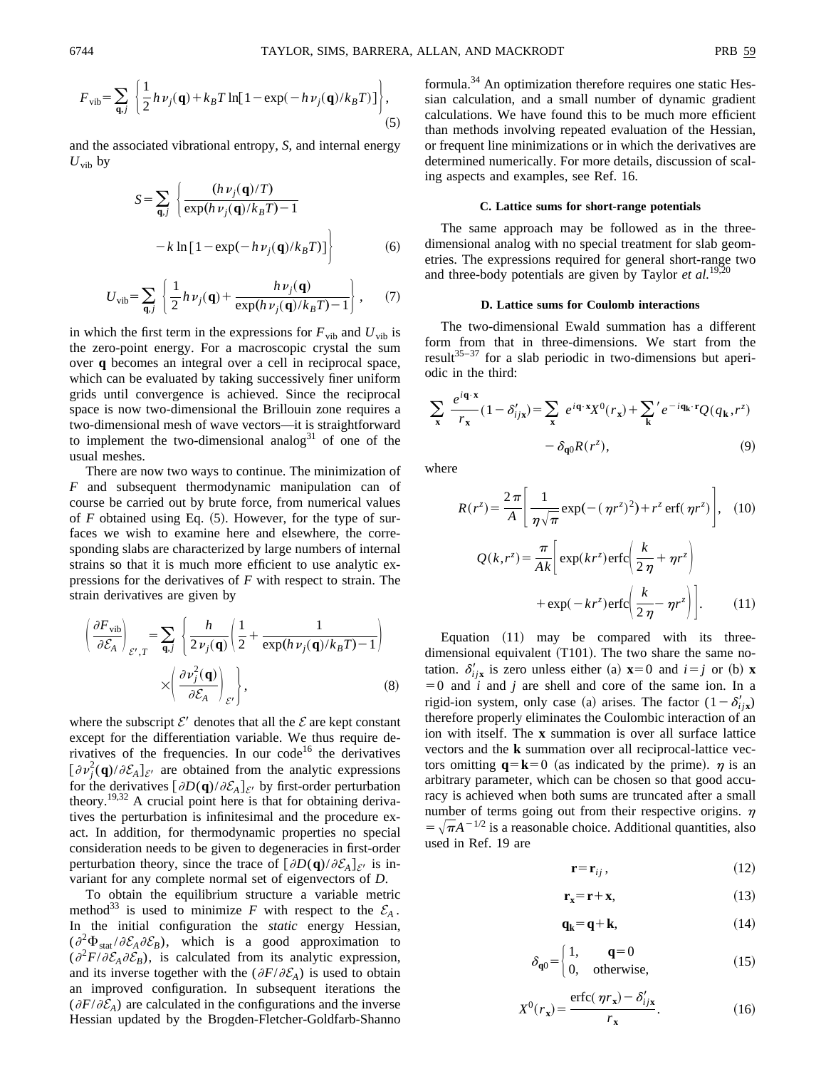$$F_{\rm vib}=\sum_{\mathbf{q},j}\left\{\frac{1}{2}h\nu_j(\mathbf{q})+k_BT\ln[1-\exp(-h\nu_j(\mathbf{q})/k_BT)]\right\},\tag{5}$$

and the associated vibrational entropy, $S$, and internal energy $U_{\rm vib}$ by

$$S=\sum_{\mathbf{q},j}\left\{\frac{(h\nu_j(\mathbf{q})/T)}{\exp(h\nu_j(\mathbf{q})/k_BT)-1}-k\ln[1-\exp(-h\nu_j(\mathbf{q})/k_BT)]\right\}\tag{6}$$

$$U_{\rm vib}=\sum_{\mathbf{q},j}\left\{\frac{1}{2}h\nu_j(\mathbf{q})+\frac{h\nu_j(\mathbf{q})}{\exp(h\nu_j(\mathbf{q})/k_BT)-1}\right\},\tag{7}$$

in which the first term in the expressions for $F_{\rm vib}$ and $U_{\rm vib}$ is the zero-point energy. For a macroscopic crystal the sum over $\mathbf{q}$ becomes an integral over a cell in reciprocal space, which can be evaluated by taking successively finer uniform grids until convergence is achieved. Since the reciprocal space is now two-dimensional the Brillouin zone requires a two-dimensional mesh of wave vectors—it is straightforward to implement the two-dimensional analog[31] of one of the usual meshes.

There are now two ways to continue. The minimization of $F$ and subsequent thermodynamic manipulation can of course be carried out by brute force, from numerical values of $F$ obtained using Eq. (5). However, for the type of surfaces we wish to examine here and elsewhere, the corresponding slabs are characterized by large numbers of internal strains so that it is much more efficient to use analytic expressions for the derivatives of $F$ with respect to strain. The strain derivatives are given by

$$\left(\frac{\partial F_{\rm vib}}{\partial \mathcal{E}_A}\right)_{\mathcal{E}',T}=\sum_{\mathbf{q},j}\left\{\frac{h}{2\nu_j(\mathbf{q})}\left(\frac{1}{2}+\frac{1}{\exp(h\nu_j(\mathbf{q})/k_BT)-1}\right)\times\left(\frac{\partial \nu_j^2(\mathbf{q})}{\partial \mathcal{E}_A}\right)_{\mathcal{E}'}\right\},\tag{8}$$

where the subscript $\mathcal{E}'$ denotes that all the $\mathcal{E}$ are kept constant except for the differentiation variable. We thus require derivatives of the frequencies. In our code[16] the derivatives $[\partial\nu_j^2(\mathbf{q})/\partial\mathcal{E}_A]_{\mathcal{E}'}$ are obtained from the analytic expressions for the derivatives $[\partial D(\mathbf{q})/\partial\mathcal{E}_A]_{\mathcal{E}'}$ by first-order perturbation theory.[19,32] A crucial point here is that for obtaining derivatives the perturbation is infinitesimal and the procedure exact. In addition, for thermodynamic properties no special consideration needs to be given to degeneracies in first-order perturbation theory, since the trace of $[\partial D(\mathbf{q})/\partial\mathcal{E}_A]_{\mathcal{E}'}$ is invariant for any complete normal set of eigenvectors of $D$.

To obtain the equilibrium structure a variable metric method[33] is used to minimize $F$ with respect to the $\mathcal{E}_A$. In the initial configuration the *static* energy Hessian, $(\partial^2\Phi_{\rm stat}/\partial\mathcal{E}_A\partial\mathcal{E}_B)$, which is a good approximation to $(\partial^2F/\partial\mathcal{E}_A\partial\mathcal{E}_B)$, is calculated from its analytic expression, and its inverse together with the $(\partial F/\partial\mathcal{E}_A)$ is used to obtain an improved configuration. In subsequent iterations the $(\partial F/\partial\mathcal{E}_A)$ are calculated in the configurations and the inverse Hessian updated by the Brogden-Fletcher-Goldfarb-Shanno formula.[34] An optimization therefore requires one static Hessian calculation, and a small number of dynamic gradient calculations. We have found this to be much more efficient than methods involving repeated evaluation of the Hessian, or frequent line minimizations or in which the derivatives are determined numerically. For more details, discussion of scaling aspects and examples, see Ref. 16.

#### C. Lattice sums for short-range potentials

The same approach may be followed as in the three-dimensional analog with no special treatment for slab geometries. The expressions required for general short-range two and three-body potentials are given by Taylor *et al.*[19,20]

#### D. Lattice sums for Coulomb interactions

The two-dimensional Ewald summation has a different form from that in three-dimensions. We start from the result[35–37] for a slab periodic in two-dimensions but aperiodic in the third:

$$\sum_{\mathbf{x}}\frac{e^{i\mathbf{q}\cdot\mathbf{x}}}{r_{\mathbf{x}}}(1-\delta'_{ij\mathbf{x}})=\sum_{\mathbf{x}}e^{i\mathbf{q}\cdot\mathbf{x}}X^0(r_{\mathbf{x}})+\sum_{\mathbf{k}}{}'e^{-i\mathbf{q_k}\cdot\mathbf{r}}Q(q_{\mathbf{k}},r^z)-\delta_{\mathbf{q}0}R(r^z),\tag{9}$$

where

$$R(r^z)=\frac{2\pi}{A}\left[\frac{1}{\eta\sqrt{\pi}}\exp(-(\eta r^z)^2)+r^z\,\mathrm{erf}(\eta r^z)\right],\tag{10}$$

$$Q(k,r^z)=\frac{\pi}{Ak}\left[\exp(kr^z)\mathrm{erfc}\left(\frac{k}{2\eta}+\eta r^z\right)+\exp(-kr^z)\mathrm{erfc}\left(\frac{k}{2\eta}-\eta r^z\right)\right].\tag{11}$$

Equation (11) may be compared with its three-dimensional equivalent (T101). The two share the same notation. $\delta'_{ij\mathbf{x}}$ is zero unless either (a) $\mathbf{x}=0$ and $i=j$ or (b) $\mathbf{x}=0$ and $i$ and $j$ are shell and core of the same ion. In a rigid-ion system, only case (a) arises. The factor $(1-\delta'_{ij\mathbf{x}})$ therefore properly eliminates the Coulombic interaction of an ion with itself. The $\mathbf{x}$ summation is over all surface lattice vectors and the $\mathbf{k}$ summation over all reciprocal-lattice vectors omitting $\mathbf{q}=\mathbf{k}=0$ (as indicated by the prime). $\eta$ is an arbitrary parameter, which can be chosen so that good accuracy is achieved when both sums are truncated after a small number of terms going out from their respective origins. $\eta=\sqrt{\pi}A^{-1/2}$ is a reasonable choice. Additional quantities, also used in Ref. 19 are

$$\mathbf{r}=\mathbf{r}_{ij},\tag{12}$$

$$\mathbf{r_x}=\mathbf{r}+\mathbf{x},\tag{13}$$

$$\mathbf{q_k}=\mathbf{q}+\mathbf{k},\tag{14}$$

$$\delta_{\mathbf{q}0}=\begin{cases}1, & \mathbf{q}=0\\ 0, & \text{otherwise,}\end{cases}\tag{15}$$

$$X^0(r_{\mathbf{x}})=\frac{\mathrm{erfc}(\eta r_{\mathbf{x}})-\delta'_{ij\mathbf{x}}}{r_{\mathbf{x}}}.\tag{16}$$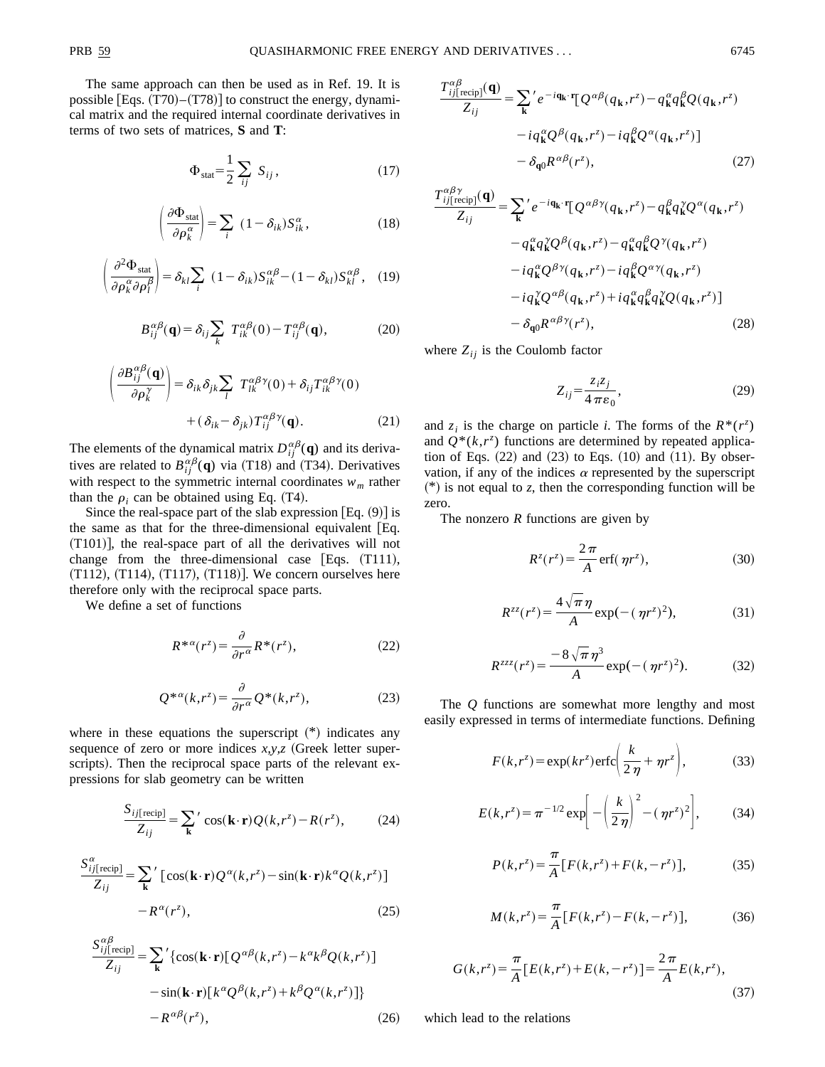The same approach can then be used as in Ref. 19. It is possible [Eqs. (T70)–(T78)] to construct the energy, dynamical matrix and the required internal coordinate derivatives in terms of two sets of matrices, **S** and **T**:

$$\Phi_{\rm stat}=\frac{1}{2}\sum_{ij} S_{ij}, \tag{17}$$

$$\left(\frac{\partial \Phi_{\rm stat}}{\partial \rho_k^\alpha}\right)=\sum_i (1-\delta_{ik})S_{ik}^\alpha, \tag{18}$$

$$\left(\frac{\partial^2 \Phi_{\rm stat}}{\partial \rho_k^\alpha \partial \rho_l^\beta}\right)=\delta_{kl}\sum_i (1-\delta_{ik})S_{ik}^{\alpha\beta}-(1-\delta_{kl})S_{kl}^{\alpha\beta}, \tag{19}$$

$$B_{ij}^{\alpha\beta}(\mathbf{q})=\delta_{ij}\sum_k T_{ik}^{\alpha\beta}(0)-T_{ij}^{\alpha\beta}(\mathbf{q}), \tag{20}$$

$$\left(\frac{\partial B_{ij}^{\alpha\beta}(\mathbf{q})}{\partial \rho_k^\gamma}\right)=\delta_{ik}\delta_{jk}\sum_l T_{lk}^{\alpha\beta\gamma}(0)+\delta_{ij}T_{ik}^{\alpha\beta\gamma}(0)+(\delta_{ik}-\delta_{jk})T_{ij}^{\alpha\beta\gamma}(\mathbf{q}). \tag{21}$$

The elements of the dynamical matrix $D_{ij}^{\alpha\beta}(\mathbf{q})$ and its derivatives are related to $B_{ij}^{\alpha\beta}(\mathbf{q})$ via (T18) and (T34). Derivatives with respect to the symmetric internal coordinates $w_m$ rather than the $\rho_i$ can be obtained using Eq. (T4).

Since the real-space part of the slab expression [Eq. (9)] is the same as that for the three-dimensional equivalent [Eq. (T101)], the real-space part of all the derivatives will not change from the three-dimensional case [Eqs. (T111), (T112), (T114), (T117), (T118)]. We concern ourselves here therefore only with the reciprocal space parts.

We define a set of functions

$$R^{*\alpha}(r^z)=\frac{\partial}{\partial r^\alpha}R^*(r^z), \tag{22}$$

$$Q^{*\alpha}(k,r^z)=\frac{\partial}{\partial r^\alpha}Q^*(k,r^z), \tag{23}$$

where in these equations the superscript (*) indicates any sequence of zero or more indices $x,y,z$ (Greek letter superscripts). Then the reciprocal space parts of the relevant expressions for slab geometry can be written

$$\frac{S_{ij[\rm recip]}}{Z_{ij}}=\sum_{\mathbf{k}}{}' \cos(\mathbf{k}\cdot\mathbf{r})Q(k,r^z)-R(r^z), \tag{24}$$

$$\frac{S_{ij[\rm recip]}^\alpha}{Z_{ij}}=\sum_{\mathbf{k}}{}' [\cos(\mathbf{k}\cdot\mathbf{r})Q^\alpha(k,r^z)-\sin(\mathbf{k}\cdot\mathbf{r})k^\alpha Q(k,r^z)]-R^\alpha(r^z), \tag{25}$$

$$\frac{S_{ij[\rm recip]}^{\alpha\beta}}{Z_{ij}}=\sum_{\mathbf{k}}{}' \{\cos(\mathbf{k}\cdot\mathbf{r})[Q^{\alpha\beta}(k,r^z)-k^\alpha k^\beta Q(k,r^z)]-\sin(\mathbf{k}\cdot\mathbf{r})[k^\alpha Q^\beta(k,r^z)+k^\beta Q^\alpha(k,r^z)]\}-R^{\alpha\beta}(r^z), \tag{26}$$

$$\frac{T_{ij[\rm recip]}^{\alpha\beta}(\mathbf{q})}{Z_{ij}}=\sum_{\mathbf{k}}{}' e^{-i\mathbf{q}_\mathbf{k}\cdot\mathbf{r}}[Q^{\alpha\beta}(q_\mathbf{k},r^z)-q_\mathbf{k}^\alpha q_\mathbf{k}^\beta Q(q_\mathbf{k},r^z)-iq_\mathbf{k}^\alpha Q^\beta(q_\mathbf{k},r^z)-iq_\mathbf{k}^\beta Q^\alpha(q_\mathbf{k},r^z)]-\delta_{\mathbf{q}0}R^{\alpha\beta}(r^z), \tag{27}$$

$$\begin{aligned}\frac{T_{ij[\rm recip]}^{\alpha\beta\gamma}(\mathbf{q})}{Z_{ij}}=\sum_{\mathbf{k}}{}' e^{-i\mathbf{q}_\mathbf{k}\cdot\mathbf{r}}[&Q^{\alpha\beta\gamma}(q_\mathbf{k},r^z)-q_\mathbf{k}^\beta q_\mathbf{k}^\gamma Q^\alpha(q_\mathbf{k},r^z)\\&-q_\mathbf{k}^\alpha q_\mathbf{k}^\gamma Q^\beta(q_\mathbf{k},r^z)-q_\mathbf{k}^\alpha q_\mathbf{k}^\beta Q^\gamma(q_\mathbf{k},r^z)\\&-iq_\mathbf{k}^\alpha Q^{\beta\gamma}(q_\mathbf{k},r^z)-iq_\mathbf{k}^\beta Q^{\alpha\gamma}(q_\mathbf{k},r^z)\\&-iq_\mathbf{k}^\gamma Q^{\alpha\beta}(q_\mathbf{k},r^z)+iq_\mathbf{k}^\alpha q_\mathbf{k}^\beta q_\mathbf{k}^\gamma Q(q_\mathbf{k},r^z)]\\&-\delta_{\mathbf{q}0}R^{\alpha\beta\gamma}(r^z),\end{aligned} \tag{28}$$

where $Z_{ij}$ is the Coulomb factor

$$Z_{ij}=\frac{z_i z_j}{4\pi\varepsilon_0}, \tag{29}$$

and $z_i$ is the charge on particle $i$. The forms of the $R^*(r^z)$ and $Q^*(k,r^z)$ functions are determined by repeated application of Eqs. (22) and (23) to Eqs. (10) and (11). By observation, if any of the indices $\alpha$ represented by the superscript (*) is not equal to $z$, then the corresponding function will be zero.

The nonzero $R$ functions are given by

$$R^z(r^z)=\frac{2\pi}{A}\operatorname{erf}(\eta r^z), \tag{30}$$

$$R^{zz}(r^z)=\frac{4\sqrt{\pi}\eta}{A}\exp(-(\eta r^z)^2), \tag{31}$$

$$R^{zzz}(r^z)=\frac{-8\sqrt{\pi}\eta^3}{A}\exp(-(\eta r^z)^2). \tag{32}$$

The $Q$ functions are somewhat more lengthy and most easily expressed in terms of intermediate functions. Defining

$$F(k,r^z)=\exp(kr^z)\operatorname{erfc}\left(\frac{k}{2\eta}+\eta r^z\right), \tag{33}$$

$$E(k,r^z)=\pi^{-1/2}\exp\left[-\left(\frac{k}{2\eta}\right)^2-(\eta r^z)^2\right], \tag{34}$$

$$P(k,r^z)=\frac{\pi}{A}[F(k,r^z)+F(k,-r^z)], \tag{35}$$

$$M(k,r^z)=\frac{\pi}{A}[F(k,r^z)-F(k,-r^z)], \tag{36}$$

$$G(k,r^z)=\frac{\pi}{A}[E(k,r^z)+E(k,-r^z)]=\frac{2\pi}{A}E(k,r^z), \tag{37}$$

which lead to the relations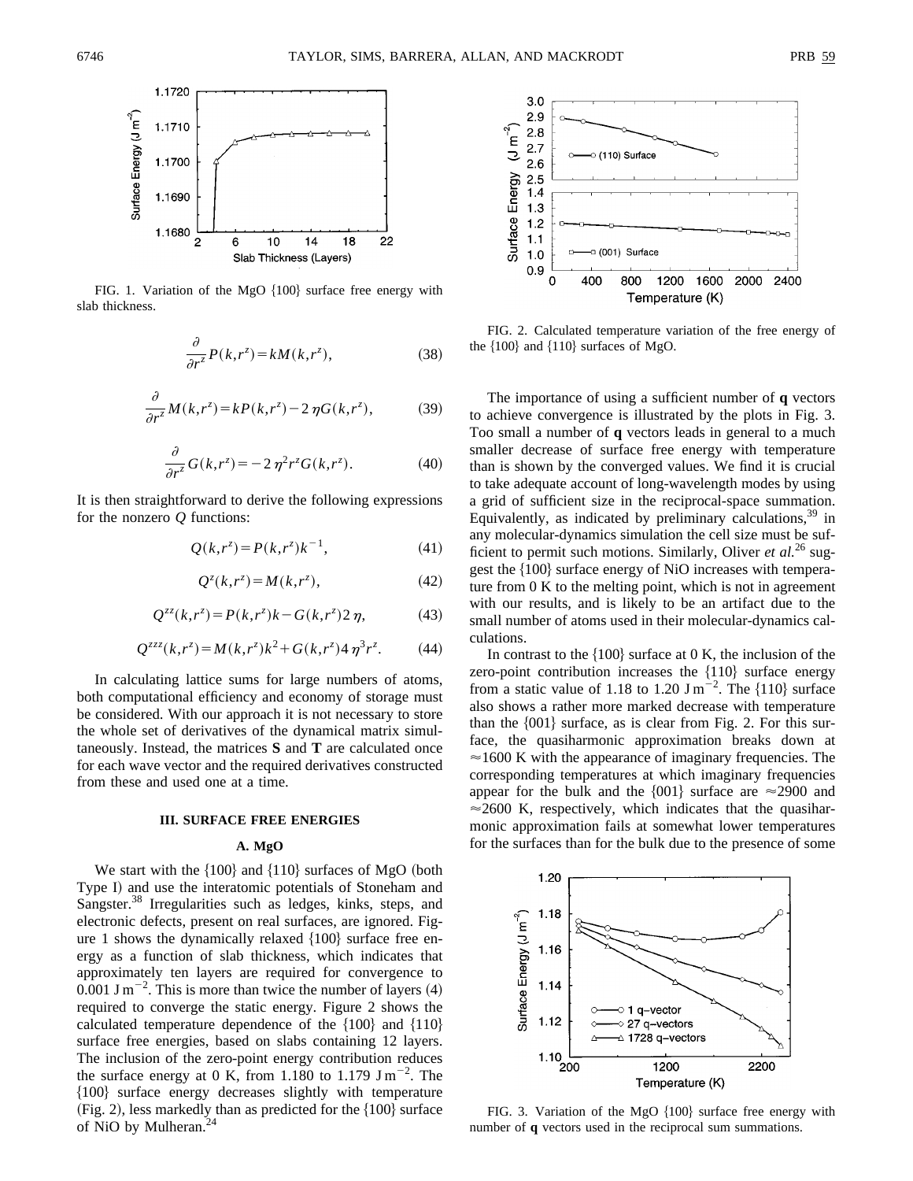FIG. 1. Variation of the MgO {100} surface free energy with slab thickness.

$$\frac{\partial}{\partial r^z} P(k,r^z) = kM(k,r^z), \tag{38}$$

$$\frac{\partial}{\partial r^z} M(k,r^z) = kP(k,r^z) - 2\eta G(k,r^z), \tag{39}$$

$$\frac{\partial}{\partial r^z} G(k,r^z) = -2\eta^2 r^z G(k,r^z). \tag{40}$$

It is then straightforward to derive the following expressions for the nonzero $Q$ functions:

$$Q(k,r^z) = P(k,r^z)k^{-1}, \tag{41}$$

$$Q^z(k,r^z) = M(k,r^z), \tag{42}$$

$$Q^{zz}(k,r^z) = P(k,r^z)k - G(k,r^z)2\eta, \tag{43}$$

$$Q^{zzz}(k,r^z) = M(k,r^z)k^2 + G(k,r^z)4\eta^3 r^z. \tag{44}$$

In calculating lattice sums for large numbers of atoms, both computational efficiency and economy of storage must be considered. With our approach it is not necessary to store the whole set of derivatives of the dynamical matrix simultaneously. Instead, the matrices **S** and **T** are calculated once for each wave vector and the required derivatives constructed from these and used one at a time.

## III. SURFACE FREE ENERGIES

### A. MgO

We start with the {100} and {110} surfaces of MgO (both Type I) and use the interatomic potentials of Stoneham and Sangster.[38] Irregularities such as ledges, kinks, steps, and electronic defects, present on real surfaces, are ignored. Figure 1 shows the dynamically relaxed {100} surface free energy as a function of slab thickness, which indicates that approximately ten layers are required for convergence to $0.001 \text{ J m}^{-2}$. This is more than twice the number of layers (4) required to converge the static energy. Figure 2 shows the calculated temperature dependence of the {100} and {110} surface free energies, based on slabs containing 12 layers. The inclusion of the zero-point energy contribution reduces the surface energy at 0 K, from 1.180 to $1.179 \text{ J m}^{-2}$. The {100} surface energy decreases slightly with temperature (Fig. 2), less markedly than as predicted for the {100} surface of NiO by Mulheran.[24]

FIG. 2. Calculated temperature variation of the free energy of the {100} and {110} surfaces of MgO.

The importance of using a sufficient number of **q** vectors to achieve convergence is illustrated by the plots in Fig. 3. Too small a number of **q** vectors leads in general to a much smaller decrease of surface free energy with temperature than is shown by the converged values. We find it is crucial to take adequate account of long-wavelength modes by using a grid of sufficient size in the reciprocal-space summation. Equivalently, as indicated by preliminary calculations,[39] in any molecular-dynamics simulation the cell size must be sufficient to permit such motions. Similarly, Oliver *et al.*[26] suggest the {100} surface energy of NiO increases with temperature from 0 K to the melting point, which is not in agreement with our results, and is likely to be an artifact due to the small number of atoms used in their molecular-dynamics calculations.

In contrast to the {100} surface at 0 K, the inclusion of the zero-point contribution increases the {110} surface energy from a static value of 1.18 to $1.20 \text{ J m}^{-2}$. The {110} surface also shows a rather more marked decrease with temperature than the {001} surface, as is clear from Fig. 2. For this surface, the quasiharmonic approximation breaks down at $\approx 1600$ K with the appearance of imaginary frequencies. The corresponding temperatures at which imaginary frequencies appear for the bulk and the {001} surface are $\approx 2900$ and $\approx 2600$ K, respectively, which indicates that the quasiharmonic approximation fails at somewhat lower temperatures for the surfaces than for the bulk due to the presence of some

FIG. 3. Variation of the MgO {100} surface free energy with number of **q** vectors used in the reciprocal sum summations.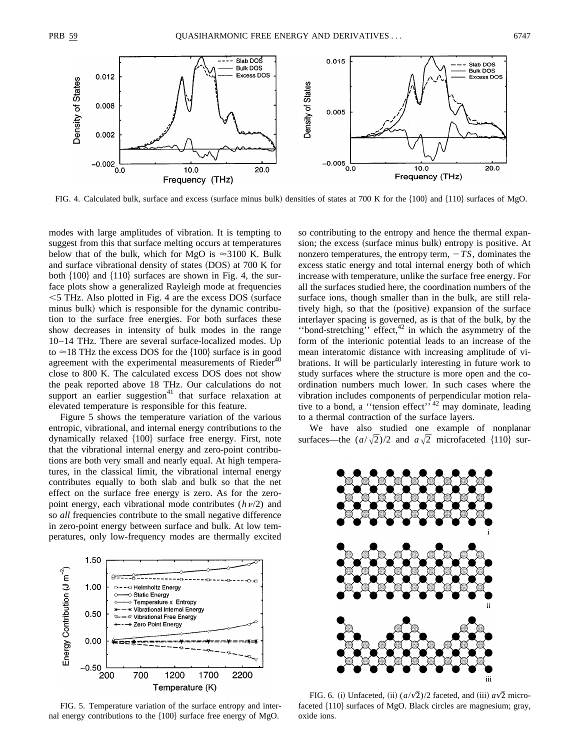FIG. 4. Calculated bulk, surface and excess (surface minus bulk) densities of states at 700 K for the {100} and {110} surfaces of MgO.

modes with large amplitudes of vibration. It is tempting to suggest from this that surface melting occurs at temperatures below that of the bulk, which for MgO is ≈3100 K. Bulk and surface vibrational density of states (DOS) at 700 K for both {100} and {110} surfaces are shown in Fig. 4, the surface plots show a generalized Rayleigh mode at frequencies <5 THz. Also plotted in Fig. 4 are the excess DOS (surface minus bulk) which is responsible for the dynamic contribution to the surface free energies. For both surfaces these show decreases in intensity of bulk modes in the range 10–14 THz. There are several surface-localized modes. Up to ≈18 THz the excess DOS for the {100} surface is in good agreement with the experimental measurements of Rieder[40] close to 800 K. The calculated excess DOS does not show the peak reported above 18 THz. Our calculations do not support an earlier suggestion[41] that surface relaxation at elevated temperature is responsible for this feature.

Figure 5 shows the temperature variation of the various entropic, vibrational, and internal energy contributions to the dynamically relaxed {100} surface free energy. First, note that the vibrational internal energy and zero-point contributions are both very small and nearly equal. At high temperatures, in the classical limit, the vibrational internal energy contributes equally to both slab and bulk so that the net effect on the surface free energy is zero. As for the zero-point energy, each vibrational mode contributes ($h\nu/2$) and so *all* frequencies contribute to the small negative difference in zero-point energy between surface and bulk. At low temperatures, only low-frequency modes are thermally excited so contributing to the entropy and hence the thermal expansion; the excess (surface minus bulk) entropy is positive. At nonzero temperatures, the entropy term, $-TS$, dominates the excess static energy and total internal energy both of which increase with temperature, unlike the surface free energy. For all the surfaces studied here, the coordination numbers of the surface ions, though smaller than in the bulk, are still relatively high, so that the (positive) expansion of the surface interlayer spacing is governed, as is that of the bulk, by the ''bond-stretching'' effect,[42] in which the asymmetry of the form of the interionic potential leads to an increase of the mean interatomic distance with increasing amplitude of vibrations. It will be particularly interesting in future work to study surfaces where the structure is more open and the coordination numbers much lower. In such cases where the vibration includes components of perpendicular motion relative to a bond, a ''tension effect''[42] may dominate, leading to a thermal contraction of the surface layers.

We have also studied one example of nonplanar surfaces—the $(a/\sqrt{2})/2$ and $a\sqrt{2}$ microfaceted {110} sur-

FIG. 5. Temperature variation of the surface entropy and internal energy contributions to the {100} surface free energy of MgO.

FIG. 6. (i) Unfaceted, (ii) $(a/\sqrt{2})/2$ faceted, and (iii) $a\sqrt{2}$ microfaceted {110} surfaces of MgO. Black circles are magnesium; gray, oxide ions.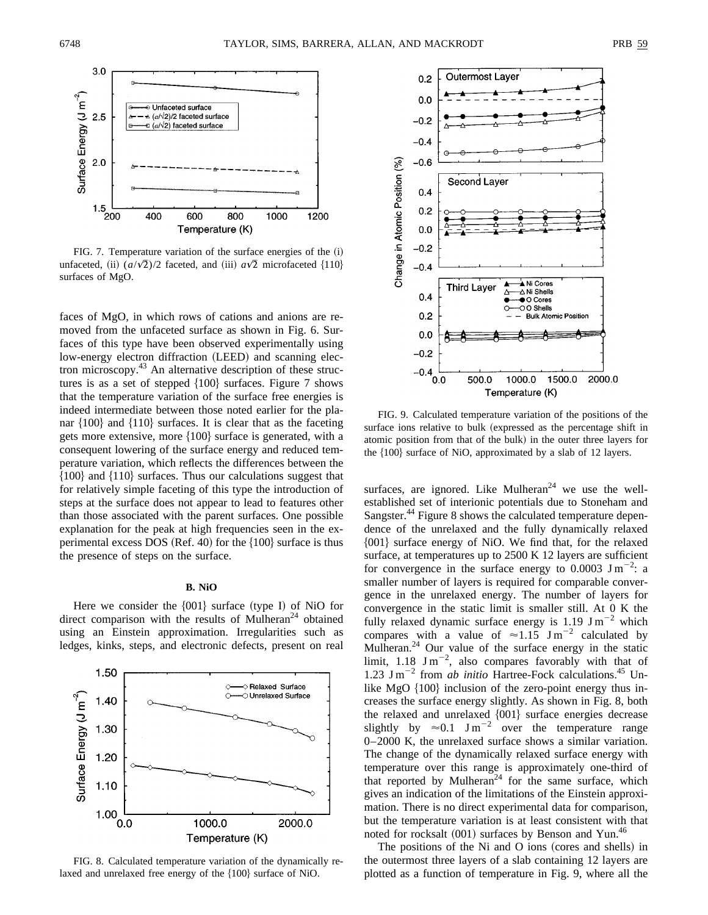FIG. 7. Temperature variation of the surface energies of the (i) unfaceted, (ii) $(a/\sqrt{2})/2$ faceted, and (iii) $a\sqrt{2}$ microfaceted {110} surfaces of MgO.

faces of MgO, in which rows of cations and anions are removed from the unfaceted surface as shown in Fig. 6. Surfaces of this type have been observed experimentally using low-energy electron diffraction (LEED) and scanning electron microscopy.[43] An alternative description of these structures is as a set of stepped {100} surfaces. Figure 7 shows that the temperature variation of the surface free energies is indeed intermediate between those noted earlier for the planar {100} and {110} surfaces. It is clear that as the faceting gets more extensive, more {100} surface is generated, with a consequent lowering of the surface energy and reduced temperature variation, which reflects the differences between the {100} and {110} surfaces. Thus our calculations suggest that for relatively simple faceting of this type the introduction of steps at the surface does not appear to lead to features other than those associated with the parent surfaces. One possible explanation for the peak at high frequencies seen in the experimental excess DOS (Ref. 40) for the {100} surface is thus the presence of steps on the surface.

### B. NiO

Here we consider the {001} surface (type I) of NiO for direct comparison with the results of Mulheran[24] obtained using an Einstein approximation. Irregularities such as ledges, kinks, steps, and electronic defects, present on real surfaces, are ignored. Like Mulheran[24] we use the well-established set of interionic potentials due to Stoneham and Sangster.[44] Figure 8 shows the calculated temperature dependence of the unrelaxed and the fully dynamically relaxed {001} surface energy of NiO. We find that, for the relaxed surface, at temperatures up to 2500 K 12 layers are sufficient for convergence in the surface energy to 0.0003 $\mathrm{J\,m^{-2}}$: a smaller number of layers is required for comparable convergence in the unrelaxed energy. The number of layers for convergence in the static limit is smaller still. At 0 K the fully relaxed dynamic surface energy is 1.19 $\mathrm{J\,m^{-2}}$ which compares with a value of $\approx$1.15 $\mathrm{J\,m^{-2}}$ calculated by Mulheran.[24] Our value of the surface energy in the static limit, 1.18 $\mathrm{J\,m^{-2}}$, also compares favorably with that of 1.23 $\mathrm{J\,m^{-2}}$ from *ab initio* Hartree-Fock calculations.[45] Unlike MgO {100} inclusion of the zero-point energy thus increases the surface energy slightly. As shown in Fig. 8, both the relaxed and unrelaxed {001} surface energies decrease slightly by $\approx$0.1 $\mathrm{J\,m^{-2}}$ over the temperature range 0–2000 K, the unrelaxed surface shows a similar variation. The change of the dynamically relaxed surface energy with temperature over this range is approximately one-third of that reported by Mulheran[24] for the same surface, which gives an indication of the limitations of the Einstein approximation. There is no direct experimental data for comparison, but the temperature variation is at least consistent with that noted for rocksalt (001) surfaces by Benson and Yun.[46]

FIG. 8. Calculated temperature variation of the dynamically relaxed and unrelaxed free energy of the {100} surface of NiO.

FIG. 9. Calculated temperature variation of the positions of the surface ions relative to bulk (expressed as the percentage shift in atomic position from that of the bulk) in the outer three layers for the {100} surface of NiO, approximated by a slab of 12 layers.

The positions of the Ni and O ions (cores and shells) in the outermost three layers of a slab containing 12 layers are plotted as a function of temperature in Fig. 9, where all the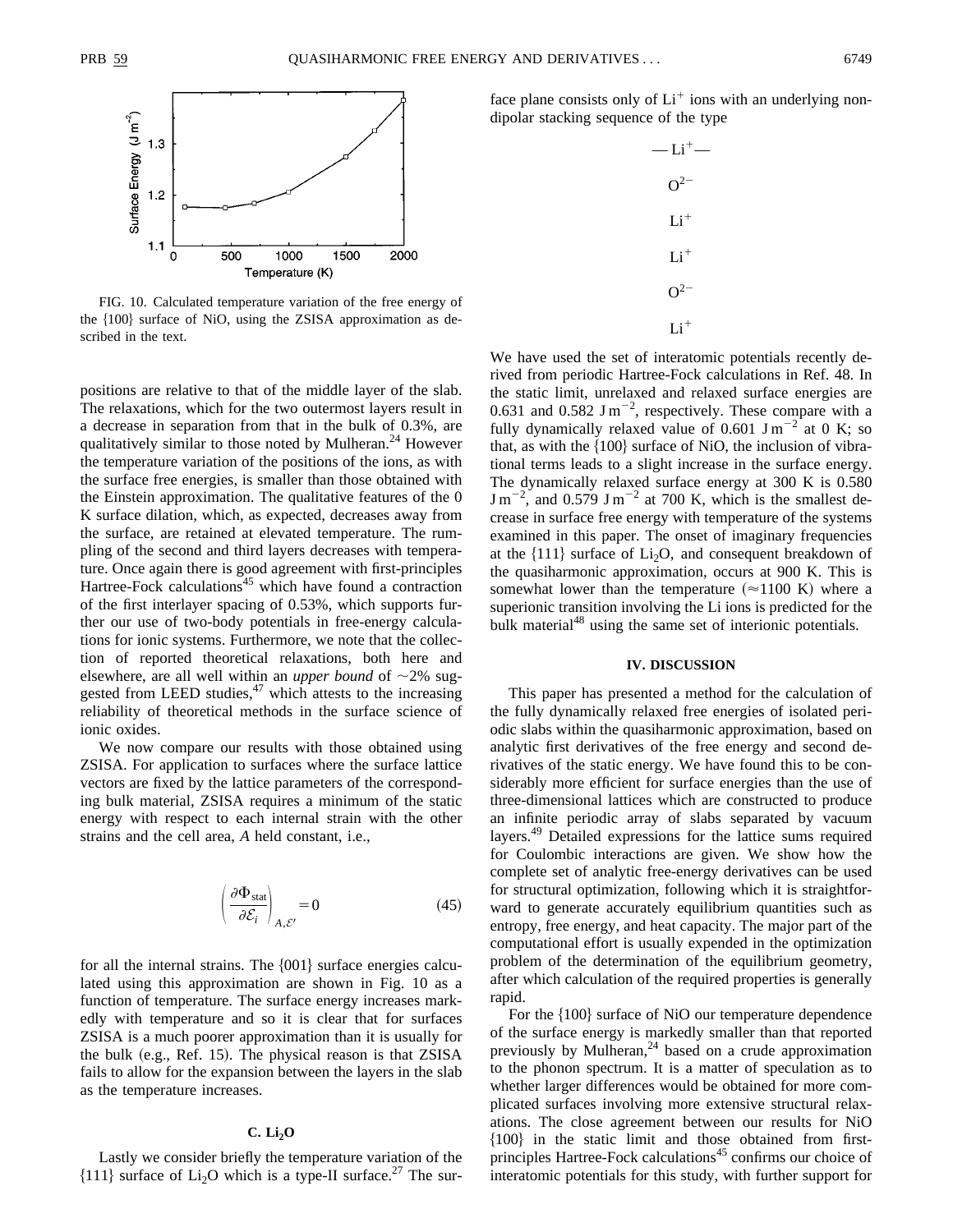FIG. 10. Calculated temperature variation of the free energy of the {100} surface of NiO, using the ZSISA approximation as described in the text.

positions are relative to that of the middle layer of the slab. The relaxations, which for the two outermost layers result in a decrease in separation from that in the bulk of 0.3%, are qualitatively similar to those noted by Mulheran.[24] However the temperature variation of the positions of the ions, as with the surface free energies, is smaller than those obtained with the Einstein approximation. The qualitative features of the 0 K surface dilation, which, as expected, decreases away from the surface, are retained at elevated temperature. The rumpling of the second and third layers decreases with temperature. Once again there is good agreement with first-principles Hartree-Fock calculations[45] which have found a contraction of the first interlayer spacing of 0.53%, which supports further our use of two-body potentials in free-energy calculations for ionic systems. Furthermore, we note that the collection of reported theoretical relaxations, both here and elsewhere, are all well within an *upper bound* of ~2% suggested from LEED studies,[47] which attests to the increasing reliability of theoretical methods in the surface science of ionic oxides.

We now compare our results with those obtained using ZSISA. For application to surfaces where the surface lattice vectors are fixed by the lattice parameters of the corresponding bulk material, ZSISA requires a minimum of the static energy with respect to each internal strain with the other strains and the cell area, $A$ held constant, i.e.,

$$\left(\frac{\partial \Phi_{\text{stat}}}{\partial \mathcal{E}_i}\right)_{A,\mathcal{E}'} = 0 \tag{45}$$

for all the internal strains. The {001} surface energies calculated using this approximation are shown in Fig. 10 as a function of temperature. The surface energy increases markedly with temperature and so it is clear that for surfaces ZSISA is a much poorer approximation than it is usually for the bulk (e.g., Ref. 15). The physical reason is that ZSISA fails to allow for the expansion between the layers in the slab as the temperature increases.

### C. $Li_2O$

Lastly we consider briefly the temperature variation of the {111} surface of $Li_2O$ which is a type-II surface.[27] The surface plane consists only of $Li^+$ ions with an underlying nondipolar stacking sequence of the type

— $Li^+$ —

$O^{2-}$

$Li^+$

$Li^+$

$O^{2-}$

$Li^+$

We have used the set of interatomic potentials recently derived from periodic Hartree-Fock calculations in Ref. 48. In the static limit, unrelaxed and relaxed surface energies are 0.631 and 0.582 $\text{J m}^{-2}$, respectively. These compare with a fully dynamically relaxed value of 0.601 $\text{J m}^{-2}$ at 0 K; so that, as with the {100} surface of NiO, the inclusion of vibrational terms leads to a slight increase in the surface energy. The dynamically relaxed surface energy at 300 K is 0.580 $\text{J m}^{-2}$, and 0.579 $\text{J m}^{-2}$ at 700 K, which is the smallest decrease in surface free energy with temperature of the systems examined in this paper. The onset of imaginary frequencies at the {111} surface of $Li_2O$, and consequent breakdown of the quasiharmonic approximation, occurs at 900 K. This is somewhat lower than the temperature (≈1100 K) where a superionic transition involving the Li ions is predicted for the bulk material[48] using the same set of interionic potentials.

## IV. DISCUSSION

This paper has presented a method for the calculation of the fully dynamically relaxed free energies of isolated periodic slabs within the quasiharmonic approximation, based on analytic first derivatives of the free energy and second derivatives of the static energy. We have found this to be considerably more efficient for surface energies than the use of three-dimensional lattices which are constructed to produce an infinite periodic array of slabs separated by vacuum layers.[49] Detailed expressions for the lattice sums required for Coulombic interactions are given. We show how the complete set of analytic free-energy derivatives can be used for structural optimization, following which it is straightforward to generate accurately equilibrium quantities such as entropy, free energy, and heat capacity. The major part of the computational effort is usually expended in the optimization problem of the determination of the equilibrium geometry, after which calculation of the required properties is generally rapid.

For the {100} surface of NiO our temperature dependence of the surface energy is markedly smaller than that reported previously by Mulheran,[24] based on a crude approximation to the phonon spectrum. It is a matter of speculation as to whether larger differences would be obtained for more complicated surfaces involving more extensive structural relaxations. The close agreement between our results for NiO {100} in the static limit and those obtained from first-principles Hartree-Fock calculations[45] confirms our choice of interatomic potentials for this study, with further support for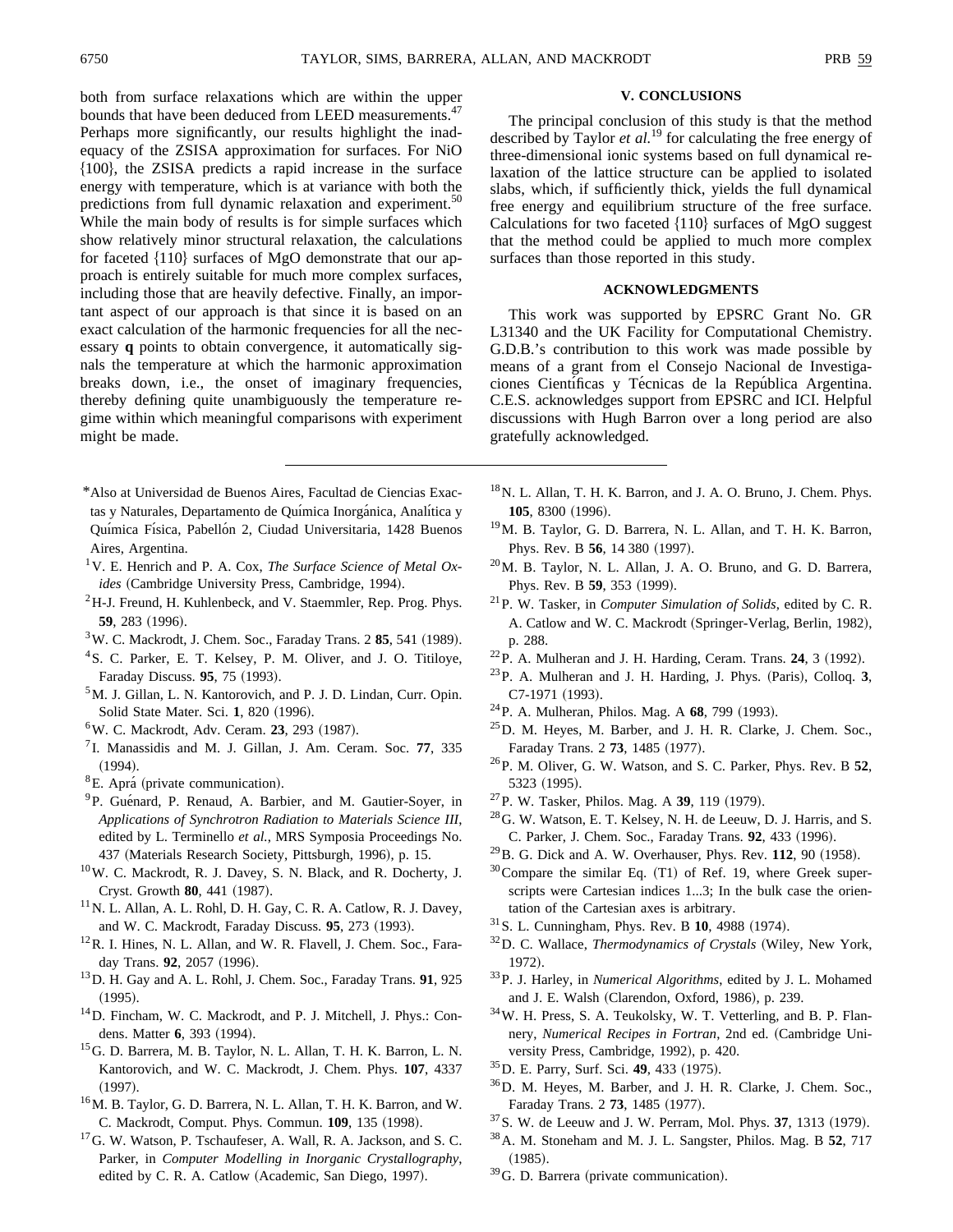both from surface relaxations which are within the upper bounds that have been deduced from LEED measurements.[47] Perhaps more significantly, our results highlight the inadequacy of the ZSISA approximation for surfaces. For NiO {100}, the ZSISA predicts a rapid increase in the surface energy with temperature, which is at variance with both the predictions from full dynamic relaxation and experiment.[50] While the main body of results is for simple surfaces which show relatively minor structural relaxation, the calculations for faceted {110} surfaces of MgO demonstrate that our approach is entirely suitable for much more complex surfaces, including those that are heavily defective. Finally, an important aspect of our approach is that since it is based on an exact calculation of the harmonic frequencies for all the necessary **q** points to obtain convergence, it automatically signals the temperature at which the harmonic approximation breaks down, i.e., the onset of imaginary frequencies, thereby defining quite unambiguously the temperature regime within which meaningful comparisons with experiment might be made.

## V. CONCLUSIONS

The principal conclusion of this study is that the method described by Taylor *et al.*[19] for calculating the free energy of three-dimensional ionic systems based on full dynamical relaxation of the lattice structure can be applied to isolated slabs, which, if sufficiently thick, yields the full dynamical free energy and equilibrium structure of the free surface. Calculations for two faceted {110} surfaces of MgO suggest that the method could be applied to much more complex surfaces than those reported in this study.

## ACKNOWLEDGMENTS

This work was supported by EPSRC Grant No. GR L31340 and the UK Facility for Computational Chemistry. G.D.B.'s contribution to this work was made possible by means of a grant from el Consejo Nacional de Investigaciones Científicas y Técnicas de la República Argentina. C.E.S. acknowledges support from EPSRC and ICI. Helpful discussions with Hugh Barron over a long period are also gratefully acknowledged.

---

*Also at Universidad de Buenos Aires, Facultad de Ciencias Exactas y Naturales, Departamento de Química Inorgánica, Analítica y Química Física, Pabellón 2, Ciudad Universitaria, 1428 Buenos Aires, Argentina.

[1] V. E. Henrich and P. A. Cox, *The Surface Science of Metal Oxides* (Cambridge University Press, Cambridge, 1994).

[2] H-J. Freund, H. Kuhlenbeck, and V. Staemmler, Rep. Prog. Phys. **59**, 283 (1996).

[3] W. C. Mackrodt, J. Chem. Soc., Faraday Trans. 2 **85**, 541 (1989).

[4] S. C. Parker, E. T. Kelsey, P. M. Oliver, and J. O. Titiloye, Faraday Discuss. **95**, 75 (1993).

[5] M. J. Gillan, L. N. Kantorovich, and P. J. D. Lindan, Curr. Opin. Solid State Mater. Sci. **1**, 820 (1996).

[6] W. C. Mackrodt, Adv. Ceram. **23**, 293 (1987).

[7] I. Manassidis and M. J. Gillan, J. Am. Ceram. Soc. **77**, 335 (1994).

[8] E. Aprá (private communication).

[9] P. Guénard, P. Renaud, A. Barbier, and M. Gautier-Soyer, in *Applications of Synchrotron Radiation to Materials Science III*, edited by L. Terminello *et al.*, MRS Symposia Proceedings No. 437 (Materials Research Society, Pittsburgh, 1996), p. 15.

[10] W. C. Mackrodt, R. J. Davey, S. N. Black, and R. Docherty, J. Cryst. Growth **80**, 441 (1987).

[11] N. L. Allan, A. L. Rohl, D. H. Gay, C. R. A. Catlow, R. J. Davey, and W. C. Mackrodt, Faraday Discuss. **95**, 273 (1993).

[12] R. I. Hines, N. L. Allan, and W. R. Flavell, J. Chem. Soc., Faraday Trans. **92**, 2057 (1996).

[13] D. H. Gay and A. L. Rohl, J. Chem. Soc., Faraday Trans. **91**, 925 (1995).

[14] D. Fincham, W. C. Mackrodt, and P. J. Mitchell, J. Phys.: Condens. Matter **6**, 393 (1994).

[15] G. D. Barrera, M. B. Taylor, N. L. Allan, T. H. K. Barron, L. N. Kantorovich, and W. C. Mackrodt, J. Chem. Phys. **107**, 4337 (1997).

[16] M. B. Taylor, G. D. Barrera, N. L. Allan, T. H. K. Barron, and W. C. Mackrodt, Comput. Phys. Commun. **109**, 135 (1998).

[17] G. W. Watson, P. Tschaufeser, A. Wall, R. A. Jackson, and S. C. Parker, in *Computer Modelling in Inorganic Crystallography*, edited by C. R. A. Catlow (Academic, San Diego, 1997).

[18] N. L. Allan, T. H. K. Barron, and J. A. O. Bruno, J. Chem. Phys. **105**, 8300 (1996).

[19] M. B. Taylor, G. D. Barrera, N. L. Allan, and T. H. K. Barron, Phys. Rev. B **56**, 14 380 (1997).

[20] M. B. Taylor, N. L. Allan, J. A. O. Bruno, and G. D. Barrera, Phys. Rev. B **59**, 353 (1999).

[21] P. W. Tasker, in *Computer Simulation of Solids*, edited by C. R. A. Catlow and W. C. Mackrodt (Springer-Verlag, Berlin, 1982), p. 288.

[22] P. A. Mulheran and J. H. Harding, Ceram. Trans. **24**, 3 (1992).

[23] P. A. Mulheran and J. H. Harding, J. Phys. (Paris), Colloq. **3**, C7-1971 (1993).

[24] P. A. Mulheran, Philos. Mag. A **68**, 799 (1993).

[25] D. M. Heyes, M. Barber, and J. H. R. Clarke, J. Chem. Soc., Faraday Trans. 2 **73**, 1485 (1977).

[26] P. M. Oliver, G. W. Watson, and S. C. Parker, Phys. Rev. B **52**, 5323 (1995).

[27] P. W. Tasker, Philos. Mag. A **39**, 119 (1979).

[28] G. W. Watson, E. T. Kelsey, N. H. de Leeuw, D. J. Harris, and S. C. Parker, J. Chem. Soc., Faraday Trans. **92**, 433 (1996).

[29] B. G. Dick and A. W. Overhauser, Phys. Rev. **112**, 90 (1958).

[30] Compare the similar Eq. (T1) of Ref. 19, where Greek superscripts were Cartesian indices 1...3; In the bulk case the orientation of the Cartesian axes is arbitrary.

[31] S. L. Cunningham, Phys. Rev. B **10**, 4988 (1974).

[32] D. C. Wallace, *Thermodynamics of Crystals* (Wiley, New York, 1972).

[33] P. J. Harley, in *Numerical Algorithms*, edited by J. L. Mohamed and J. E. Walsh (Clarendon, Oxford, 1986), p. 239.

[34] W. H. Press, S. A. Teukolsky, W. T. Vetterling, and B. P. Flannery, *Numerical Recipes in Fortran*, 2nd ed. (Cambridge University Press, Cambridge, 1992), p. 420.

[35] D. E. Parry, Surf. Sci. **49**, 433 (1975).

[36] D. M. Heyes, M. Barber, and J. H. R. Clarke, J. Chem. Soc., Faraday Trans. 2 **73**, 1485 (1977).

[37] S. W. de Leeuw and J. W. Perram, Mol. Phys. **37**, 1313 (1979).

[38] A. M. Stoneham and M. J. L. Sangster, Philos. Mag. B **52**, 717 (1985).

[39] G. D. Barrera (private communication).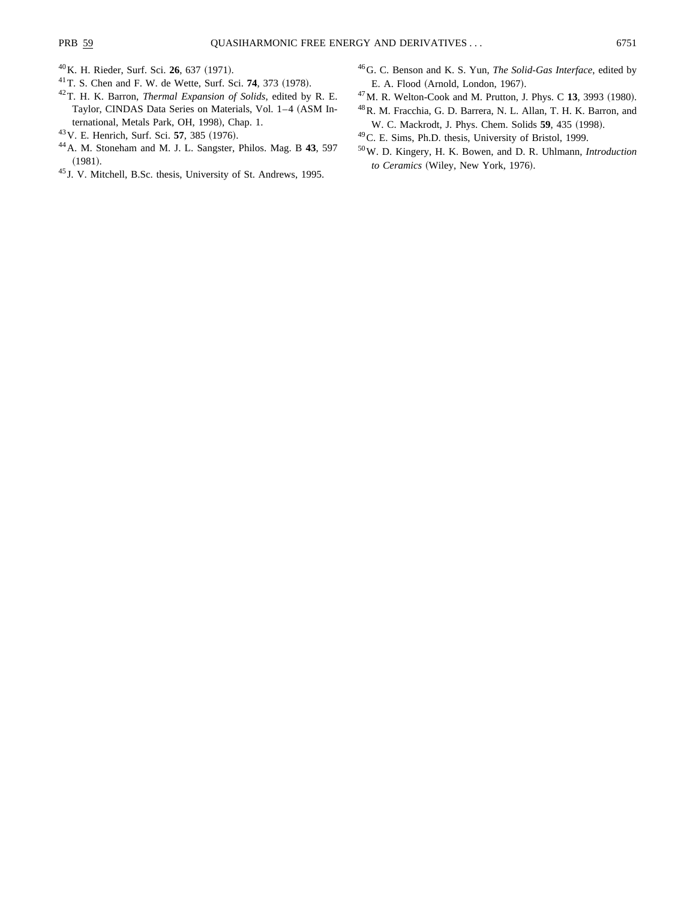[40] K. H. Rieder, Surf. Sci. **26**, 637 (1971).

[41] T. S. Chen and F. W. de Wette, Surf. Sci. **74**, 373 (1978).

[42] T. H. K. Barron, *Thermal Expansion of Solids*, edited by R. E. Taylor, CINDAS Data Series on Materials, Vol. 1–4 (ASM International, Metals Park, OH, 1998), Chap. 1.

[43] V. E. Henrich, Surf. Sci. **57**, 385 (1976).

[44] A. M. Stoneham and M. J. L. Sangster, Philos. Mag. B **43**, 597 (1981).

[45] J. V. Mitchell, B.Sc. thesis, University of St. Andrews, 1995.

[46] G. C. Benson and K. S. Yun, *The Solid-Gas Interface*, edited by E. A. Flood (Arnold, London, 1967).

[47] M. R. Welton-Cook and M. Prutton, J. Phys. C **13**, 3993 (1980).

[48] R. M. Fracchia, G. D. Barrera, N. L. Allan, T. H. K. Barron, and W. C. Mackrodt, J. Phys. Chem. Solids **59**, 435 (1998).

[49] C. E. Sims, Ph.D. thesis, University of Bristol, 1999.

[50] W. D. Kingery, H. K. Bowen, and D. R. Uhlmann, *Introduction to Ceramics* (Wiley, New York, 1976).